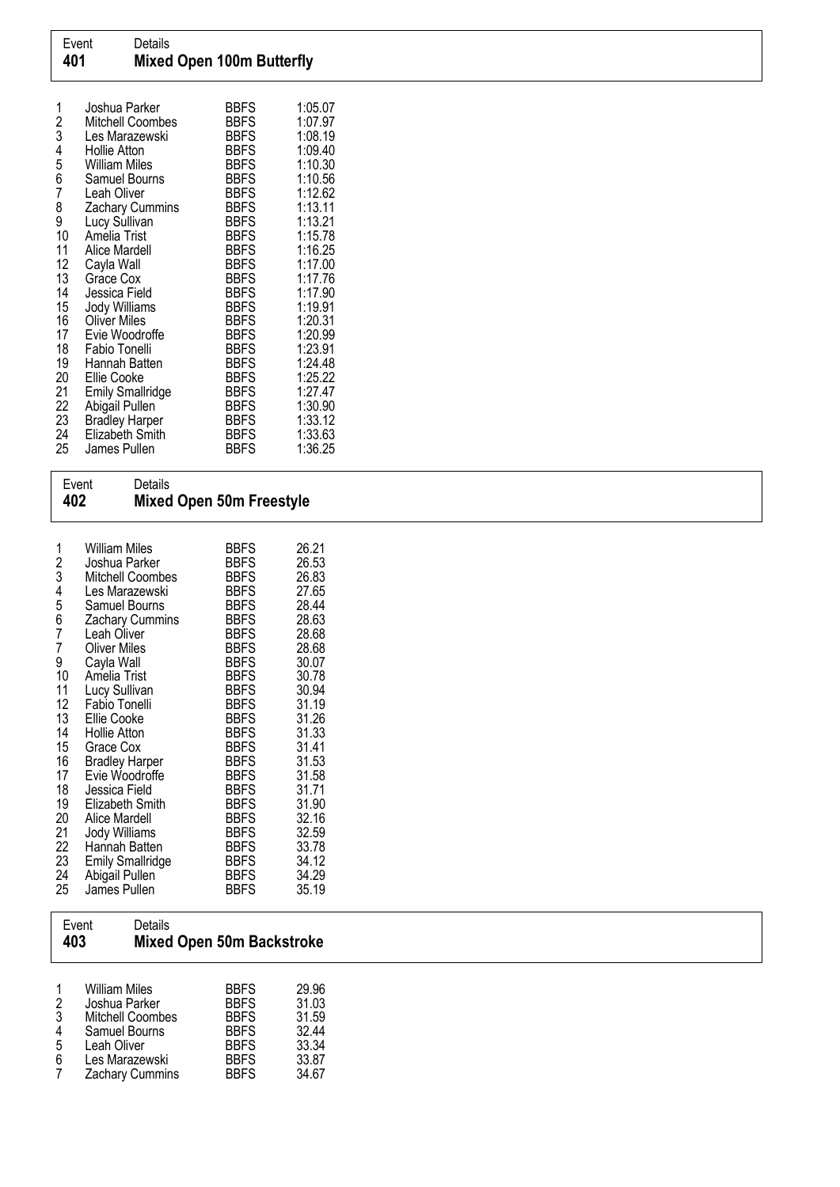## Event 401 — Mixed Open 100m Butterfly

| Place | Name | Club | Time |
|---|---|---|---|
| 1 | Joshua Parker | BBFS | 1:05.07 |
| 2 | Mitchell Coombes | BBFS | 1:07.97 |
| 3 | Les Marazewski | BBFS | 1:08.19 |
| 4 | Hollie Atton | BBFS | 1:09.40 |
| 5 | William Miles | BBFS | 1:10.30 |
| 6 | Samuel Bourns | BBFS | 1:10.56 |
| 7 | Leah Oliver | BBFS | 1:12.62 |
| 8 | Zachary Cummins | BBFS | 1:13.11 |
| 9 | Lucy Sullivan | BBFS | 1:13.21 |
| 10 | Amelia Trist | BBFS | 1:15.78 |
| 11 | Alice Mardell | BBFS | 1:16.25 |
| 12 | Cayla Wall | BBFS | 1:17.00 |
| 13 | Grace Cox | BBFS | 1:17.76 |
| 14 | Jessica Field | BBFS | 1:17.90 |
| 15 | Jody Williams | BBFS | 1:19.91 |
| 16 | Oliver Miles | BBFS | 1:20.31 |
| 17 | Evie Woodroffe | BBFS | 1:20.99 |
| 18 | Fabio Tonelli | BBFS | 1:23.91 |
| 19 | Hannah Batten | BBFS | 1:24.48 |
| 20 | Ellie Cooke | BBFS | 1:25.22 |
| 21 | Emily Smallridge | BBFS | 1:27.47 |
| 22 | Abigail Pullen | BBFS | 1:30.90 |
| 23 | Bradley Harper | BBFS | 1:33.12 |
| 24 | Elizabeth Smith | BBFS | 1:33.63 |
| 25 | James Pullen | BBFS | 1:36.25 |

## Event 402 — Mixed Open 50m Freestyle

| Place | Name | Club | Time |
|---|---|---|---|
| 1 | William Miles | BBFS | 26.21 |
| 2 | Joshua Parker | BBFS | 26.53 |
| 3 | Mitchell Coombes | BBFS | 26.83 |
| 4 | Les Marazewski | BBFS | 27.65 |
| 5 | Samuel Bourns | BBFS | 28.44 |
| 6 | Zachary Cummins | BBFS | 28.63 |
| 7 | Leah Oliver | BBFS | 28.68 |
| 7 | Oliver Miles | BBFS | 28.68 |
| 9 | Cayla Wall | BBFS | 30.07 |
| 10 | Amelia Trist | BBFS | 30.78 |
| 11 | Lucy Sullivan | BBFS | 30.94 |
| 12 | Fabio Tonelli | BBFS | 31.19 |
| 13 | Ellie Cooke | BBFS | 31.26 |
| 14 | Hollie Atton | BBFS | 31.33 |
| 15 | Grace Cox | BBFS | 31.41 |
| 16 | Bradley Harper | BBFS | 31.53 |
| 17 | Evie Woodroffe | BBFS | 31.58 |
| 18 | Jessica Field | BBFS | 31.71 |
| 19 | Elizabeth Smith | BBFS | 31.90 |
| 20 | Alice Mardell | BBFS | 32.16 |
| 21 | Jody Williams | BBFS | 32.59 |
| 22 | Hannah Batten | BBFS | 33.78 |
| 23 | Emily Smallridge | BBFS | 34.12 |
| 24 | Abigail Pullen | BBFS | 34.29 |
| 25 | James Pullen | BBFS | 35.19 |

## Event 403 — Mixed Open 50m Backstroke

| Place | Name | Club | Time |
|---|---|---|---|
| 1 | William Miles | BBFS | 29.96 |
| 2 | Joshua Parker | BBFS | 31.03 |
| 3 | Mitchell Coombes | BBFS | 31.59 |
| 4 | Samuel Bourns | BBFS | 32.44 |
| 5 | Leah Oliver | BBFS | 33.34 |
| 6 | Les Marazewski | BBFS | 33.87 |
| 7 | Zachary Cummins | BBFS | 34.67 |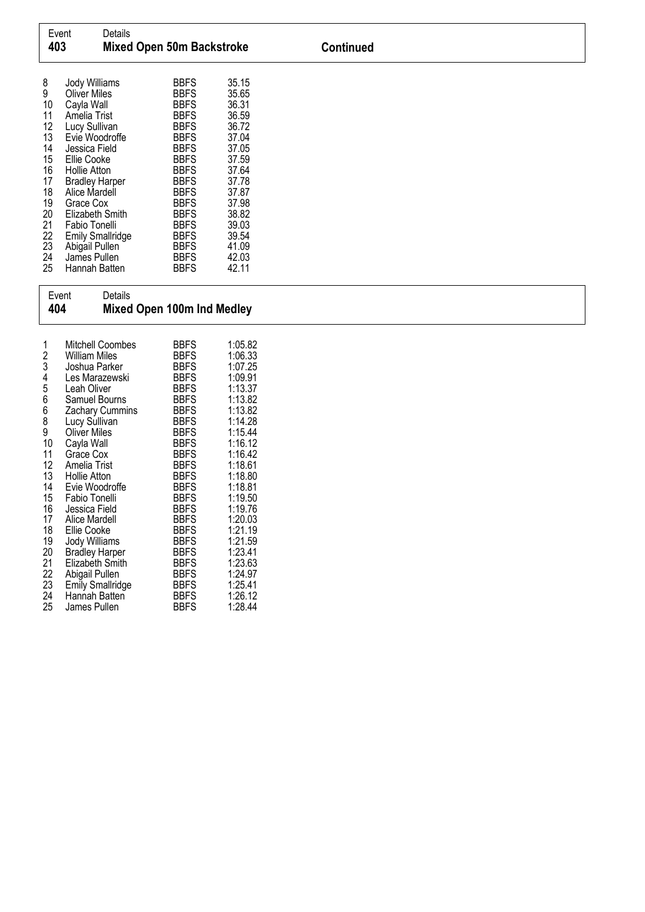Event 403 — **Mixed Open 50m Backstroke** — **Continued**

| | | | |
|---|---|---|---|
| 8 | Jody Williams | BBFS | 35.15 |
| 9 | Oliver Miles | BBFS | 35.65 |
| 10 | Cayla Wall | BBFS | 36.31 |
| 11 | Amelia Trist | BBFS | 36.59 |
| 12 | Lucy Sullivan | BBFS | 36.72 |
| 13 | Evie Woodroffe | BBFS | 37.04 |
| 14 | Jessica Field | BBFS | 37.05 |
| 15 | Ellie Cooke | BBFS | 37.59 |
| 16 | Hollie Atton | BBFS | 37.64 |
| 17 | Bradley Harper | BBFS | 37.78 |
| 18 | Alice Mardell | BBFS | 37.87 |
| 19 | Grace Cox | BBFS | 37.98 |
| 20 | Elizabeth Smith | BBFS | 38.82 |
| 21 | Fabio Tonelli | BBFS | 39.03 |
| 22 | Emily Smallridge | BBFS | 39.54 |
| 23 | Abigail Pullen | BBFS | 41.09 |
| 24 | James Pullen | BBFS | 42.03 |
| 25 | Hannah Batten | BBFS | 42.11 |

Event 404 — **Mixed Open 100m Ind Medley**

| | | | |
|---|---|---|---|
| 1 | Mitchell Coombes | BBFS | 1:05.82 |
| 2 | William Miles | BBFS | 1:06.33 |
| 3 | Joshua Parker | BBFS | 1:07.25 |
| 4 | Les Marazewski | BBFS | 1:09.91 |
| 5 | Leah Oliver | BBFS | 1:13.37 |
| 6 | Samuel Bourns | BBFS | 1:13.82 |
| 6 | Zachary Cummins | BBFS | 1:13.82 |
| 8 | Lucy Sullivan | BBFS | 1:14.28 |
| 9 | Oliver Miles | BBFS | 1:15.44 |
| 10 | Cayla Wall | BBFS | 1:16.12 |
| 11 | Grace Cox | BBFS | 1:16.42 |
| 12 | Amelia Trist | BBFS | 1:18.61 |
| 13 | Hollie Atton | BBFS | 1:18.80 |
| 14 | Evie Woodroffe | BBFS | 1:18.81 |
| 15 | Fabio Tonelli | BBFS | 1:19.50 |
| 16 | Jessica Field | BBFS | 1:19.76 |
| 17 | Alice Mardell | BBFS | 1:20.03 |
| 18 | Ellie Cooke | BBFS | 1:21.19 |
| 19 | Jody Williams | BBFS | 1:21.59 |
| 20 | Bradley Harper | BBFS | 1:23.41 |
| 21 | Elizabeth Smith | BBFS | 1:23.63 |
| 22 | Abigail Pullen | BBFS | 1:24.97 |
| 23 | Emily Smallridge | BBFS | 1:25.41 |
| 24 | Hannah Batten | BBFS | 1:26.12 |
| 25 | James Pullen | BBFS | 1:28.44 |